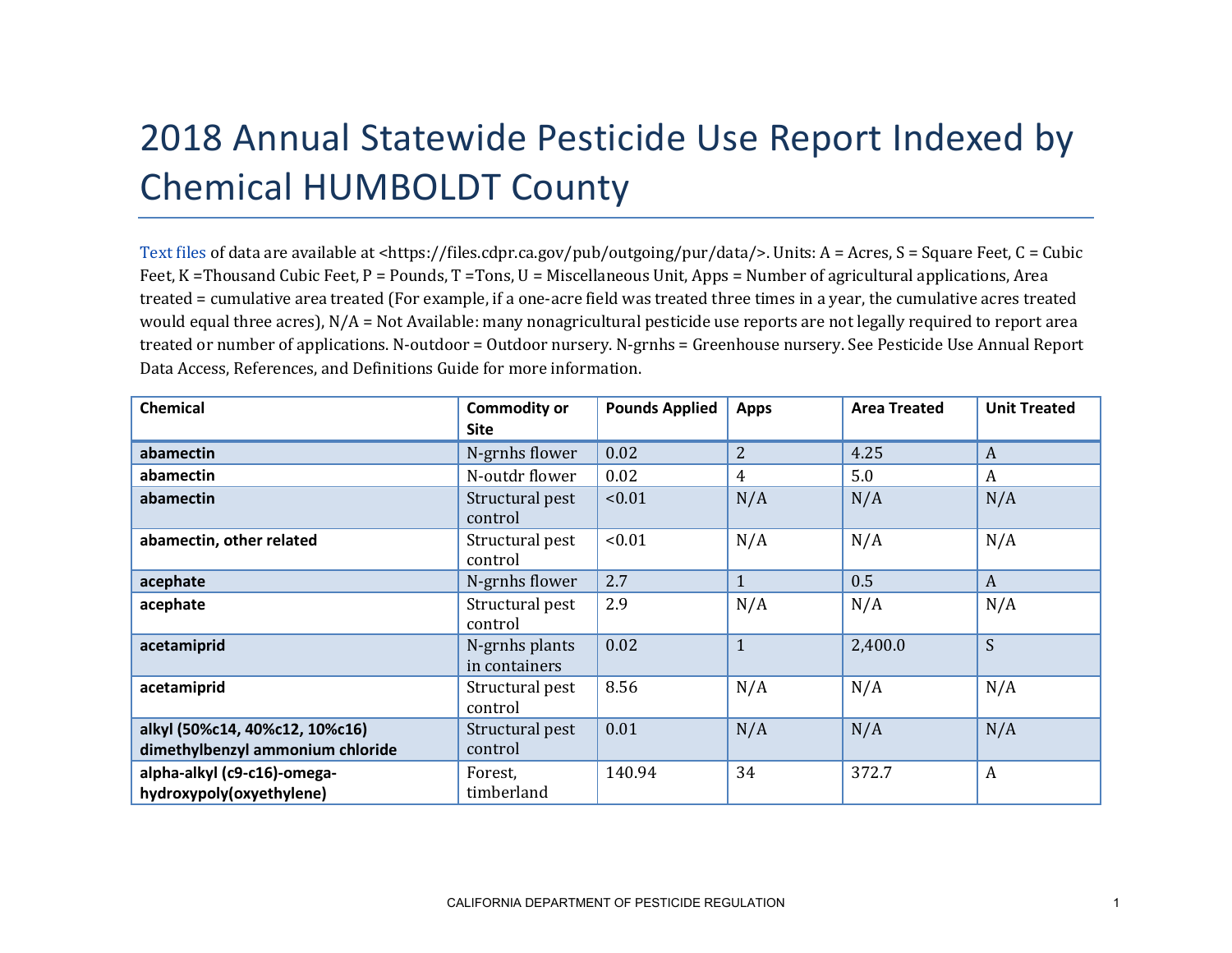# 2018 Annual Statewide Pesticide Use Report Indexed by Chemical HUMBOLDT County

Text files of data are available at <https://files.cdpr.ca.gov/pub/outgoing/pur/data/>. Units: A = Acres, S = Square Feet, C = Cubic Feet, K =Thousand Cubic Feet, P = Pounds, T =Tons, U = Miscellaneous Unit, Apps = Number of agricultural applications, Area treated = cumulative area treated (For example, if a one-acre field was treated three times in a year, the cumulative acres treated would equal three acres), N/A = Not Available: many nonagricultural pesticide use reports are not legally required to report area treated or number of applications. N-outdoor = Outdoor nursery. N-grnhs = Greenhouse nursery. See Pesticide Use Annual Report Data Access, References, and Definitions Guide for more information.

| Chemical | Commodity or Site | Pounds Applied | Apps | Area Treated | Unit Treated |
|---|---|---|---|---|---|
| **abamectin** | N-grnhs flower | 0.02 | 2 | 4.25 | A |
| **abamectin** | N-outdr flower | 0.02 | 4 | 5.0 | A |
| **abamectin** | Structural pest control | <0.01 | N/A | N/A | N/A |
| **abamectin, other related** | Structural pest control | <0.01 | N/A | N/A | N/A |
| **acephate** | N-grnhs flower | 2.7 | 1 | 0.5 | A |
| **acephate** | Structural pest control | 2.9 | N/A | N/A | N/A |
| **acetamiprid** | N-grnhs plants in containers | 0.02 | 1 | 2,400.0 | S |
| **acetamiprid** | Structural pest control | 8.56 | N/A | N/A | N/A |
| **alkyl (50%c14, 40%c12, 10%c16) dimethylbenzyl ammonium chloride** | Structural pest control | 0.01 | N/A | N/A | N/A |
| **alpha-alkyl (c9-c16)-omega-hydroxypoly(oxyethylene)** | Forest, timberland | 140.94 | 34 | 372.7 | A |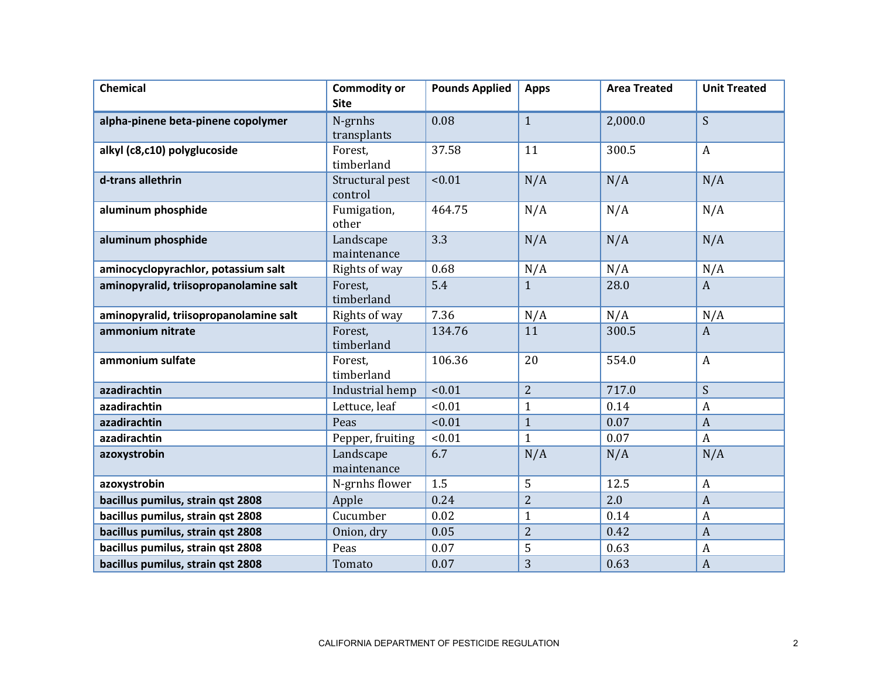| Chemical | Commodity or Site | Pounds Applied | Apps | Area Treated | Unit Treated |
|---|---|---|---|---|---|
| **alpha-pinene beta-pinene copolymer** | N-grnhs transplants | 0.08 | 1 | 2,000.0 | S |
| **alkyl (c8,c10) polyglucoside** | Forest, timberland | 37.58 | 11 | 300.5 | A |
| **d-trans allethrin** | Structural pest control | <0.01 | N/A | N/A | N/A |
| **aluminum phosphide** | Fumigation, other | 464.75 | N/A | N/A | N/A |
| **aluminum phosphide** | Landscape maintenance | 3.3 | N/A | N/A | N/A |
| **aminocyclopyrachlor, potassium salt** | Rights of way | 0.68 | N/A | N/A | N/A |
| **aminopyralid, triisopropanolamine salt** | Forest, timberland | 5.4 | 1 | 28.0 | A |
| **aminopyralid, triisopropanolamine salt** | Rights of way | 7.36 | N/A | N/A | N/A |
| **ammonium nitrate** | Forest, timberland | 134.76 | 11 | 300.5 | A |
| **ammonium sulfate** | Forest, timberland | 106.36 | 20 | 554.0 | A |
| **azadirachtin** | Industrial hemp | <0.01 | 2 | 717.0 | S |
| **azadirachtin** | Lettuce, leaf | <0.01 | 1 | 0.14 | A |
| **azadirachtin** | Peas | <0.01 | 1 | 0.07 | A |
| **azadirachtin** | Pepper, fruiting | <0.01 | 1 | 0.07 | A |
| **azoxystrobin** | Landscape maintenance | 6.7 | N/A | N/A | N/A |
| **azoxystrobin** | N-grnhs flower | 1.5 | 5 | 12.5 | A |
| **bacillus pumilus, strain qst 2808** | Apple | 0.24 | 2 | 2.0 | A |
| **bacillus pumilus, strain qst 2808** | Cucumber | 0.02 | 1 | 0.14 | A |
| **bacillus pumilus, strain qst 2808** | Onion, dry | 0.05 | 2 | 0.42 | A |
| **bacillus pumilus, strain qst 2808** | Peas | 0.07 | 5 | 0.63 | A |
| **bacillus pumilus, strain qst 2808** | Tomato | 0.07 | 3 | 0.63 | A |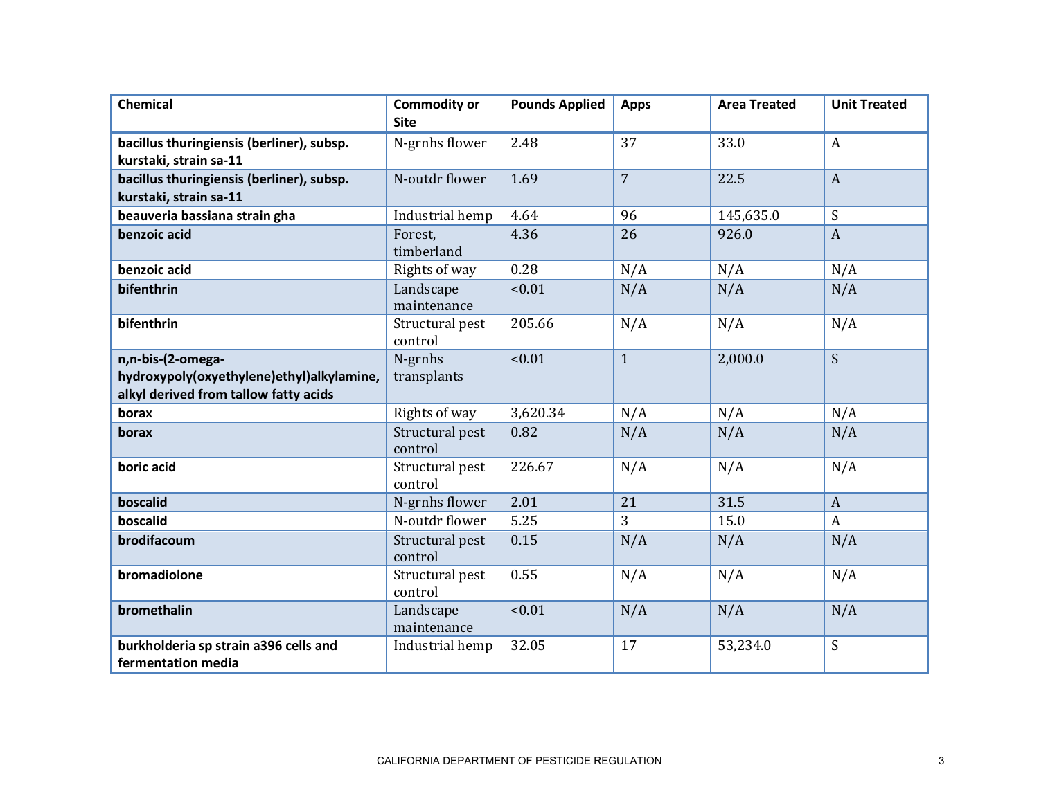| Chemical | Commodity or Site | Pounds Applied | Apps | Area Treated | Unit Treated |
|---|---|---|---|---|---|
| **bacillus thuringiensis (berliner), subsp. kurstaki, strain sa-11** | N-grnhs flower | 2.48 | 37 | 33.0 | A |
| **bacillus thuringiensis (berliner), subsp. kurstaki, strain sa-11** | N-outdr flower | 1.69 | 7 | 22.5 | A |
| **beauveria bassiana strain gha** | Industrial hemp | 4.64 | 96 | 145,635.0 | S |
| **benzoic acid** | Forest, timberland | 4.36 | 26 | 926.0 | A |
| **benzoic acid** | Rights of way | 0.28 | N/A | N/A | N/A |
| **bifenthrin** | Landscape maintenance | <0.01 | N/A | N/A | N/A |
| **bifenthrin** | Structural pest control | 205.66 | N/A | N/A | N/A |
| **n,n-bis-(2-omega-hydroxypoly(oxyethylene)ethyl)alkylamine, alkyl derived from tallow fatty acids** | N-grnhs transplants | <0.01 | 1 | 2,000.0 | S |
| **borax** | Rights of way | 3,620.34 | N/A | N/A | N/A |
| **borax** | Structural pest control | 0.82 | N/A | N/A | N/A |
| **boric acid** | Structural pest control | 226.67 | N/A | N/A | N/A |
| **boscalid** | N-grnhs flower | 2.01 | 21 | 31.5 | A |
| **boscalid** | N-outdr flower | 5.25 | 3 | 15.0 | A |
| **brodifacoum** | Structural pest control | 0.15 | N/A | N/A | N/A |
| **bromadiolone** | Structural pest control | 0.55 | N/A | N/A | N/A |
| **bromethalin** | Landscape maintenance | <0.01 | N/A | N/A | N/A |
| **burkholderia sp strain a396 cells and fermentation media** | Industrial hemp | 32.05 | 17 | 53,234.0 | S |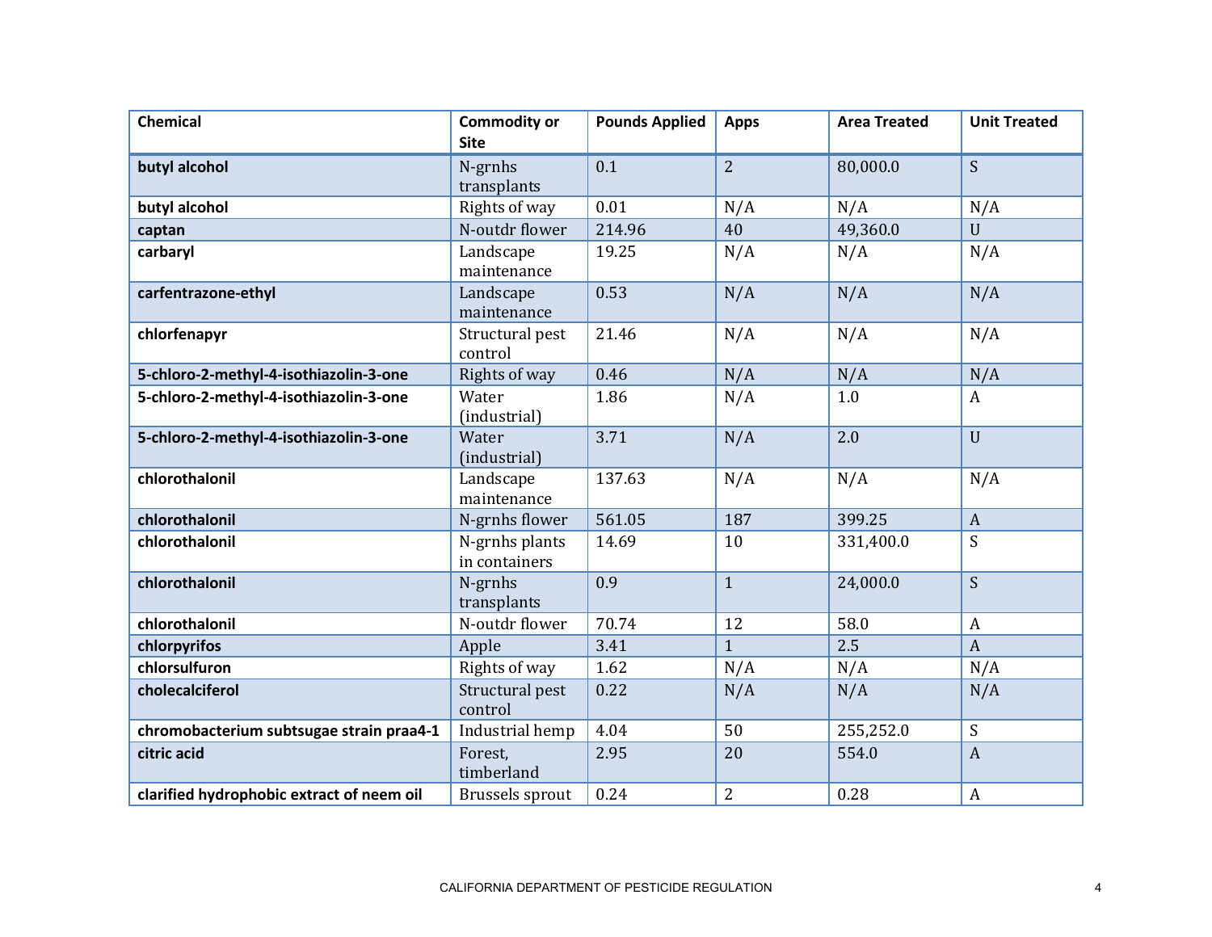| Chemical | Commodity or Site | Pounds Applied | Apps | Area Treated | Unit Treated |
|---|---|---|---|---|---|
| **butyl alcohol** | N-grnhs transplants | 0.1 | 2 | 80,000.0 | S |
| **butyl alcohol** | Rights of way | 0.01 | N/A | N/A | N/A |
| **captan** | N-outdr flower | 214.96 | 40 | 49,360.0 | U |
| **carbaryl** | Landscape maintenance | 19.25 | N/A | N/A | N/A |
| **carfentrazone-ethyl** | Landscape maintenance | 0.53 | N/A | N/A | N/A |
| **chlorfenapyr** | Structural pest control | 21.46 | N/A | N/A | N/A |
| **5-chloro-2-methyl-4-isothiazolin-3-one** | Rights of way | 0.46 | N/A | N/A | N/A |
| **5-chloro-2-methyl-4-isothiazolin-3-one** | Water (industrial) | 1.86 | N/A | 1.0 | A |
| **5-chloro-2-methyl-4-isothiazolin-3-one** | Water (industrial) | 3.71 | N/A | 2.0 | U |
| **chlorothalonil** | Landscape maintenance | 137.63 | N/A | N/A | N/A |
| **chlorothalonil** | N-grnhs flower | 561.05 | 187 | 399.25 | A |
| **chlorothalonil** | N-grnhs plants in containers | 14.69 | 10 | 331,400.0 | S |
| **chlorothalonil** | N-grnhs transplants | 0.9 | 1 | 24,000.0 | S |
| **chlorothalonil** | N-outdr flower | 70.74 | 12 | 58.0 | A |
| **chlorpyrifos** | Apple | 3.41 | 1 | 2.5 | A |
| **chlorsulfuron** | Rights of way | 1.62 | N/A | N/A | N/A |
| **cholecalciferol** | Structural pest control | 0.22 | N/A | N/A | N/A |
| **chromobacterium subtsugae strain praa4-1** | Industrial hemp | 4.04 | 50 | 255,252.0 | S |
| **citric acid** | Forest, timberland | 2.95 | 20 | 554.0 | A |
| **clarified hydrophobic extract of neem oil** | Brussels sprout | 0.24 | 2 | 0.28 | A |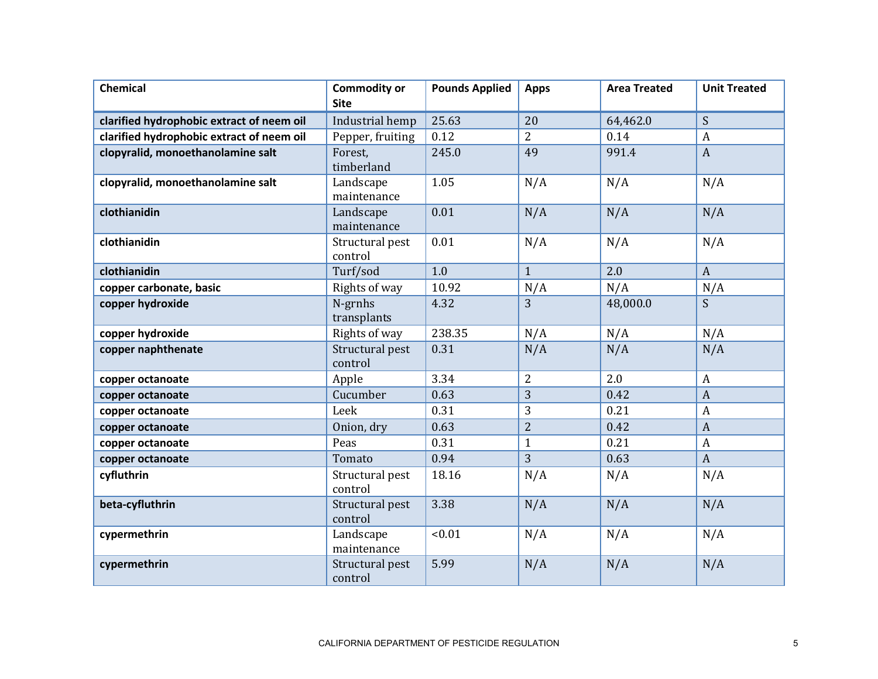| Chemical | Commodity or Site | Pounds Applied | Apps | Area Treated | Unit Treated |
|---|---|---|---|---|---|
| **clarified hydrophobic extract of neem oil** | Industrial hemp | 25.63 | 20 | 64,462.0 | S |
| **clarified hydrophobic extract of neem oil** | Pepper, fruiting | 0.12 | 2 | 0.14 | A |
| **clopyralid, monoethanolamine salt** | Forest, timberland | 245.0 | 49 | 991.4 | A |
| **clopyralid, monoethanolamine salt** | Landscape maintenance | 1.05 | N/A | N/A | N/A |
| **clothianidin** | Landscape maintenance | 0.01 | N/A | N/A | N/A |
| **clothianidin** | Structural pest control | 0.01 | N/A | N/A | N/A |
| **clothianidin** | Turf/sod | 1.0 | 1 | 2.0 | A |
| **copper carbonate, basic** | Rights of way | 10.92 | N/A | N/A | N/A |
| **copper hydroxide** | N-grnhs transplants | 4.32 | 3 | 48,000.0 | S |
| **copper hydroxide** | Rights of way | 238.35 | N/A | N/A | N/A |
| **copper naphthenate** | Structural pest control | 0.31 | N/A | N/A | N/A |
| **copper octanoate** | Apple | 3.34 | 2 | 2.0 | A |
| **copper octanoate** | Cucumber | 0.63 | 3 | 0.42 | A |
| **copper octanoate** | Leek | 0.31 | 3 | 0.21 | A |
| **copper octanoate** | Onion, dry | 0.63 | 2 | 0.42 | A |
| **copper octanoate** | Peas | 0.31 | 1 | 0.21 | A |
| **copper octanoate** | Tomato | 0.94 | 3 | 0.63 | A |
| **cyfluthrin** | Structural pest control | 18.16 | N/A | N/A | N/A |
| **beta-cyfluthrin** | Structural pest control | 3.38 | N/A | N/A | N/A |
| **cypermethrin** | Landscape maintenance | <0.01 | N/A | N/A | N/A |
| **cypermethrin** | Structural pest control | 5.99 | N/A | N/A | N/A |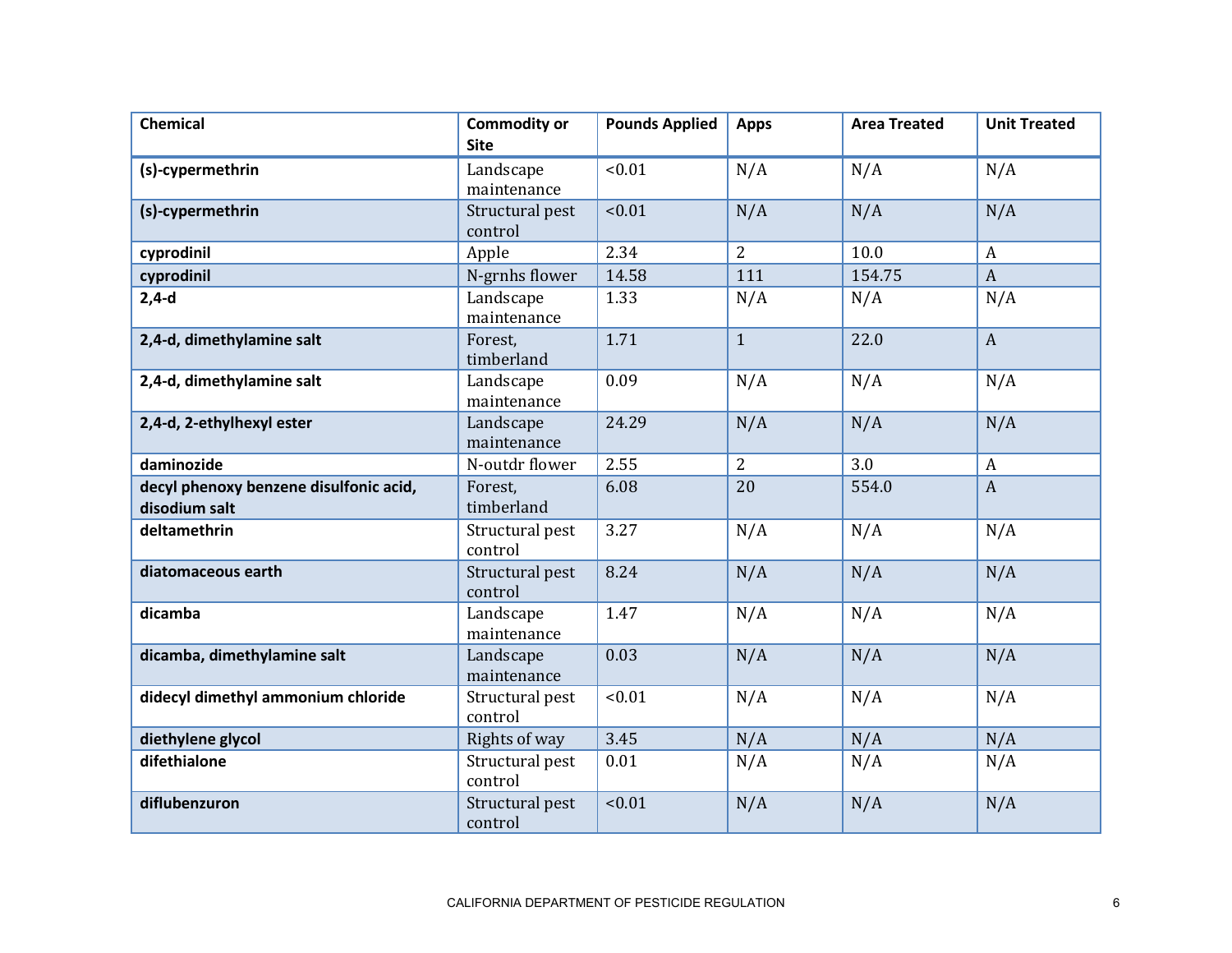| Chemical | Commodity or Site | Pounds Applied | Apps | Area Treated | Unit Treated |
|---|---|---|---|---|---|
| **(s)-cypermethrin** | Landscape maintenance | <0.01 | N/A | N/A | N/A |
| **(s)-cypermethrin** | Structural pest control | <0.01 | N/A | N/A | N/A |
| **cyprodinil** | Apple | 2.34 | 2 | 10.0 | A |
| **cyprodinil** | N-grnhs flower | 14.58 | 111 | 154.75 | A |
| **2,4-d** | Landscape maintenance | 1.33 | N/A | N/A | N/A |
| **2,4-d, dimethylamine salt** | Forest, timberland | 1.71 | 1 | 22.0 | A |
| **2,4-d, dimethylamine salt** | Landscape maintenance | 0.09 | N/A | N/A | N/A |
| **2,4-d, 2-ethylhexyl ester** | Landscape maintenance | 24.29 | N/A | N/A | N/A |
| **daminozide** | N-outdr flower | 2.55 | 2 | 3.0 | A |
| **decyl phenoxy benzene disulfonic acid, disodium salt** | Forest, timberland | 6.08 | 20 | 554.0 | A |
| **deltamethrin** | Structural pest control | 3.27 | N/A | N/A | N/A |
| **diatomaceous earth** | Structural pest control | 8.24 | N/A | N/A | N/A |
| **dicamba** | Landscape maintenance | 1.47 | N/A | N/A | N/A |
| **dicamba, dimethylamine salt** | Landscape maintenance | 0.03 | N/A | N/A | N/A |
| **didecyl dimethyl ammonium chloride** | Structural pest control | <0.01 | N/A | N/A | N/A |
| **diethylene glycol** | Rights of way | 3.45 | N/A | N/A | N/A |
| **difethialone** | Structural pest control | 0.01 | N/A | N/A | N/A |
| **diflubenzuron** | Structural pest control | <0.01 | N/A | N/A | N/A |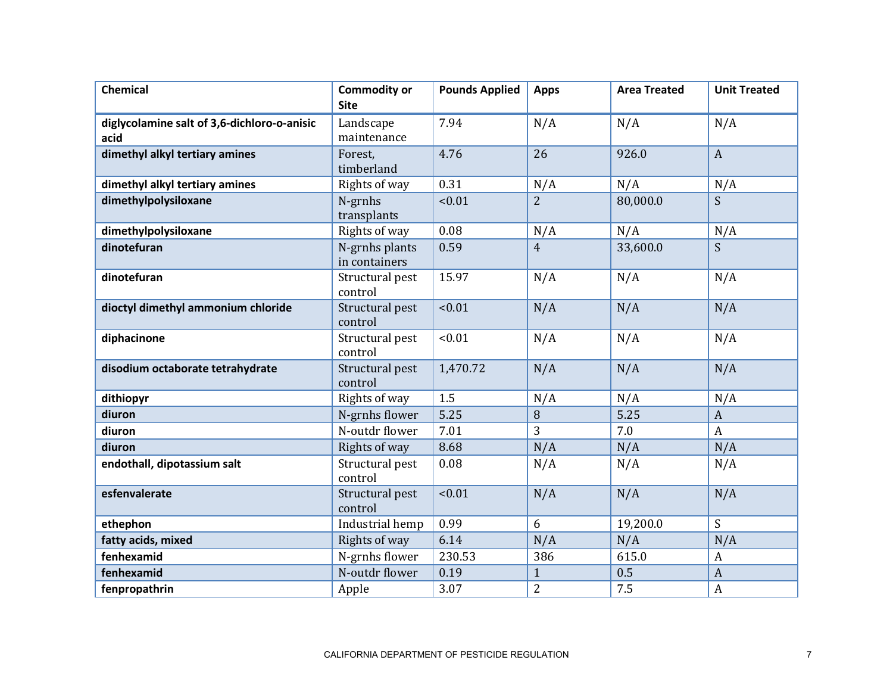| Chemical | Commodity or Site | Pounds Applied | Apps | Area Treated | Unit Treated |
|---|---|---|---|---|---|
| **diglycolamine salt of 3,6-dichloro-o-anisic acid** | Landscape maintenance | 7.94 | N/A | N/A | N/A |
| **dimethyl alkyl tertiary amines** | Forest, timberland | 4.76 | 26 | 926.0 | A |
| **dimethyl alkyl tertiary amines** | Rights of way | 0.31 | N/A | N/A | N/A |
| **dimethylpolysiloxane** | N-grnhs transplants | <0.01 | 2 | 80,000.0 | S |
| **dimethylpolysiloxane** | Rights of way | 0.08 | N/A | N/A | N/A |
| **dinotefuran** | N-grnhs plants in containers | 0.59 | 4 | 33,600.0 | S |
| **dinotefuran** | Structural pest control | 15.97 | N/A | N/A | N/A |
| **dioctyl dimethyl ammonium chloride** | Structural pest control | <0.01 | N/A | N/A | N/A |
| **diphacinone** | Structural pest control | <0.01 | N/A | N/A | N/A |
| **disodium octaborate tetrahydrate** | Structural pest control | 1,470.72 | N/A | N/A | N/A |
| **dithiopyr** | Rights of way | 1.5 | N/A | N/A | N/A |
| **diuron** | N-grnhs flower | 5.25 | 8 | 5.25 | A |
| **diuron** | N-outdr flower | 7.01 | 3 | 7.0 | A |
| **diuron** | Rights of way | 8.68 | N/A | N/A | N/A |
| **endothall, dipotassium salt** | Structural pest control | 0.08 | N/A | N/A | N/A |
| **esfenvalerate** | Structural pest control | <0.01 | N/A | N/A | N/A |
| **ethephon** | Industrial hemp | 0.99 | 6 | 19,200.0 | S |
| **fatty acids, mixed** | Rights of way | 6.14 | N/A | N/A | N/A |
| **fenhexamid** | N-grnhs flower | 230.53 | 386 | 615.0 | A |
| **fenhexamid** | N-outdr flower | 0.19 | 1 | 0.5 | A |
| **fenpropathrin** | Apple | 3.07 | 2 | 7.5 | A |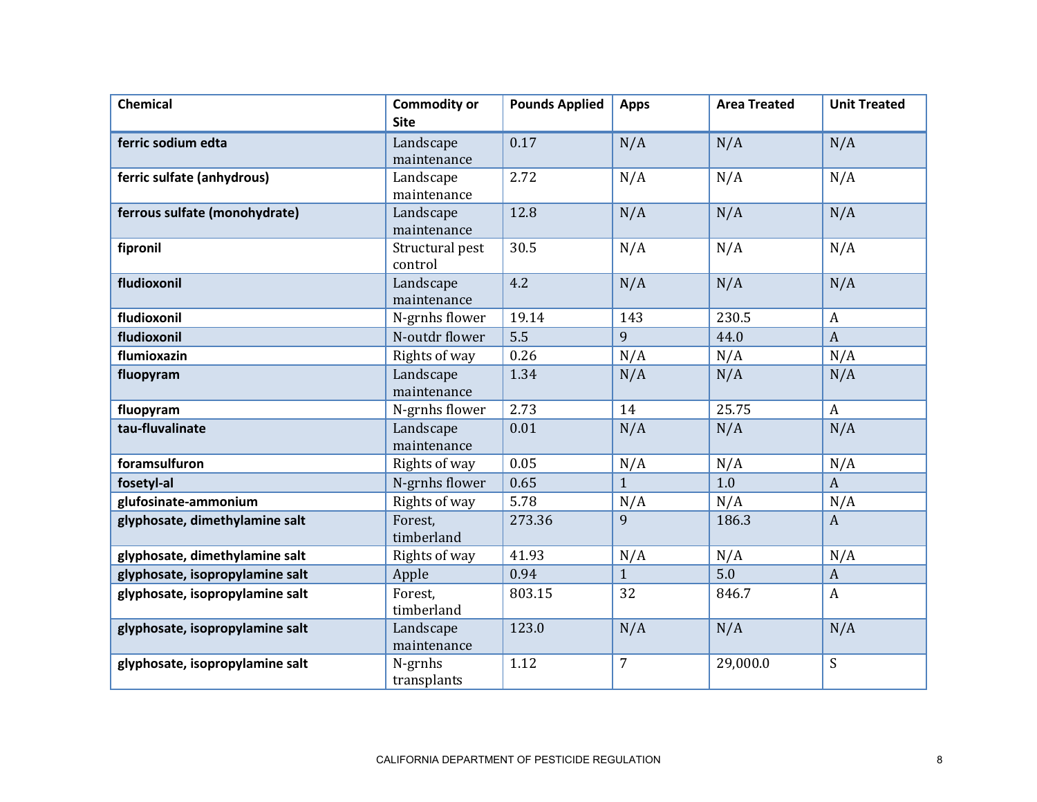| Chemical | Commodity or Site | Pounds Applied | Apps | Area Treated | Unit Treated |
|---|---|---|---|---|---|
| **ferric sodium edta** | Landscape maintenance | 0.17 | N/A | N/A | N/A |
| **ferric sulfate (anhydrous)** | Landscape maintenance | 2.72 | N/A | N/A | N/A |
| **ferrous sulfate (monohydrate)** | Landscape maintenance | 12.8 | N/A | N/A | N/A |
| **fipronil** | Structural pest control | 30.5 | N/A | N/A | N/A |
| **fludioxonil** | Landscape maintenance | 4.2 | N/A | N/A | N/A |
| **fludioxonil** | N-grnhs flower | 19.14 | 143 | 230.5 | A |
| **fludioxonil** | N-outdr flower | 5.5 | 9 | 44.0 | A |
| **flumioxazin** | Rights of way | 0.26 | N/A | N/A | N/A |
| **fluopyram** | Landscape maintenance | 1.34 | N/A | N/A | N/A |
| **fluopyram** | N-grnhs flower | 2.73 | 14 | 25.75 | A |
| **tau-fluvalinate** | Landscape maintenance | 0.01 | N/A | N/A | N/A |
| **foramsulfuron** | Rights of way | 0.05 | N/A | N/A | N/A |
| **fosetyl-al** | N-grnhs flower | 0.65 | 1 | 1.0 | A |
| **glufosinate-ammonium** | Rights of way | 5.78 | N/A | N/A | N/A |
| **glyphosate, dimethylamine salt** | Forest, timberland | 273.36 | 9 | 186.3 | A |
| **glyphosate, dimethylamine salt** | Rights of way | 41.93 | N/A | N/A | N/A |
| **glyphosate, isopropylamine salt** | Apple | 0.94 | 1 | 5.0 | A |
| **glyphosate, isopropylamine salt** | Forest, timberland | 803.15 | 32 | 846.7 | A |
| **glyphosate, isopropylamine salt** | Landscape maintenance | 123.0 | N/A | N/A | N/A |
| **glyphosate, isopropylamine salt** | N-grnhs transplants | 1.12 | 7 | 29,000.0 | S |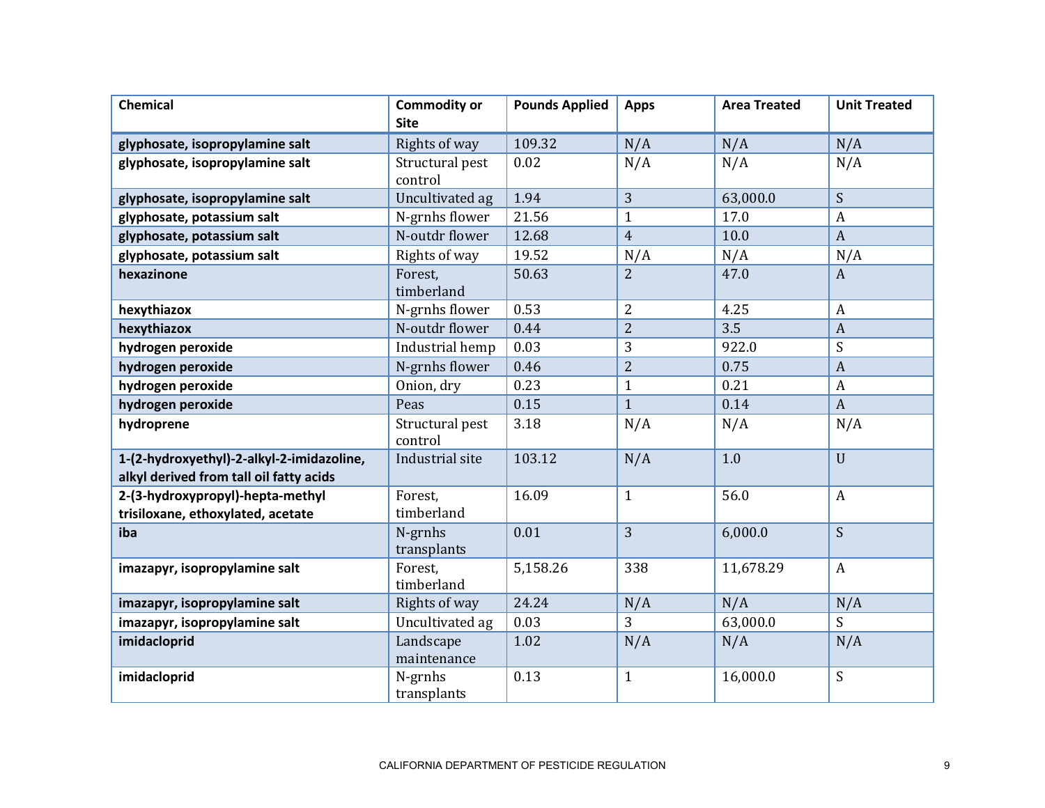| Chemical | Commodity or Site | Pounds Applied | Apps | Area Treated | Unit Treated |
|---|---|---|---|---|---|
| **glyphosate, isopropylamine salt** | Rights of way | 109.32 | N/A | N/A | N/A |
| **glyphosate, isopropylamine salt** | Structural pest control | 0.02 | N/A | N/A | N/A |
| **glyphosate, isopropylamine salt** | Uncultivated ag | 1.94 | 3 | 63,000.0 | S |
| **glyphosate, potassium salt** | N-grnhs flower | 21.56 | 1 | 17.0 | A |
| **glyphosate, potassium salt** | N-outdr flower | 12.68 | 4 | 10.0 | A |
| **glyphosate, potassium salt** | Rights of way | 19.52 | N/A | N/A | N/A |
| **hexazinone** | Forest, timberland | 50.63 | 2 | 47.0 | A |
| **hexythiazox** | N-grnhs flower | 0.53 | 2 | 4.25 | A |
| **hexythiazox** | N-outdr flower | 0.44 | 2 | 3.5 | A |
| **hydrogen peroxide** | Industrial hemp | 0.03 | 3 | 922.0 | S |
| **hydrogen peroxide** | N-grnhs flower | 0.46 | 2 | 0.75 | A |
| **hydrogen peroxide** | Onion, dry | 0.23 | 1 | 0.21 | A |
| **hydrogen peroxide** | Peas | 0.15 | 1 | 0.14 | A |
| **hydroprene** | Structural pest control | 3.18 | N/A | N/A | N/A |
| **1-(2-hydroxyethyl)-2-alkyl-2-imidazoline, alkyl derived from tall oil fatty acids** | Industrial site | 103.12 | N/A | 1.0 | U |
| **2-(3-hydroxypropyl)-hepta-methyl trisiloxane, ethoxylated, acetate** | Forest, timberland | 16.09 | 1 | 56.0 | A |
| **iba** | N-grnhs transplants | 0.01 | 3 | 6,000.0 | S |
| **imazapyr, isopropylamine salt** | Forest, timberland | 5,158.26 | 338 | 11,678.29 | A |
| **imazapyr, isopropylamine salt** | Rights of way | 24.24 | N/A | N/A | N/A |
| **imazapyr, isopropylamine salt** | Uncultivated ag | 0.03 | 3 | 63,000.0 | S |
| **imidacloprid** | Landscape maintenance | 1.02 | N/A | N/A | N/A |
| **imidacloprid** | N-grnhs transplants | 0.13 | 1 | 16,000.0 | S |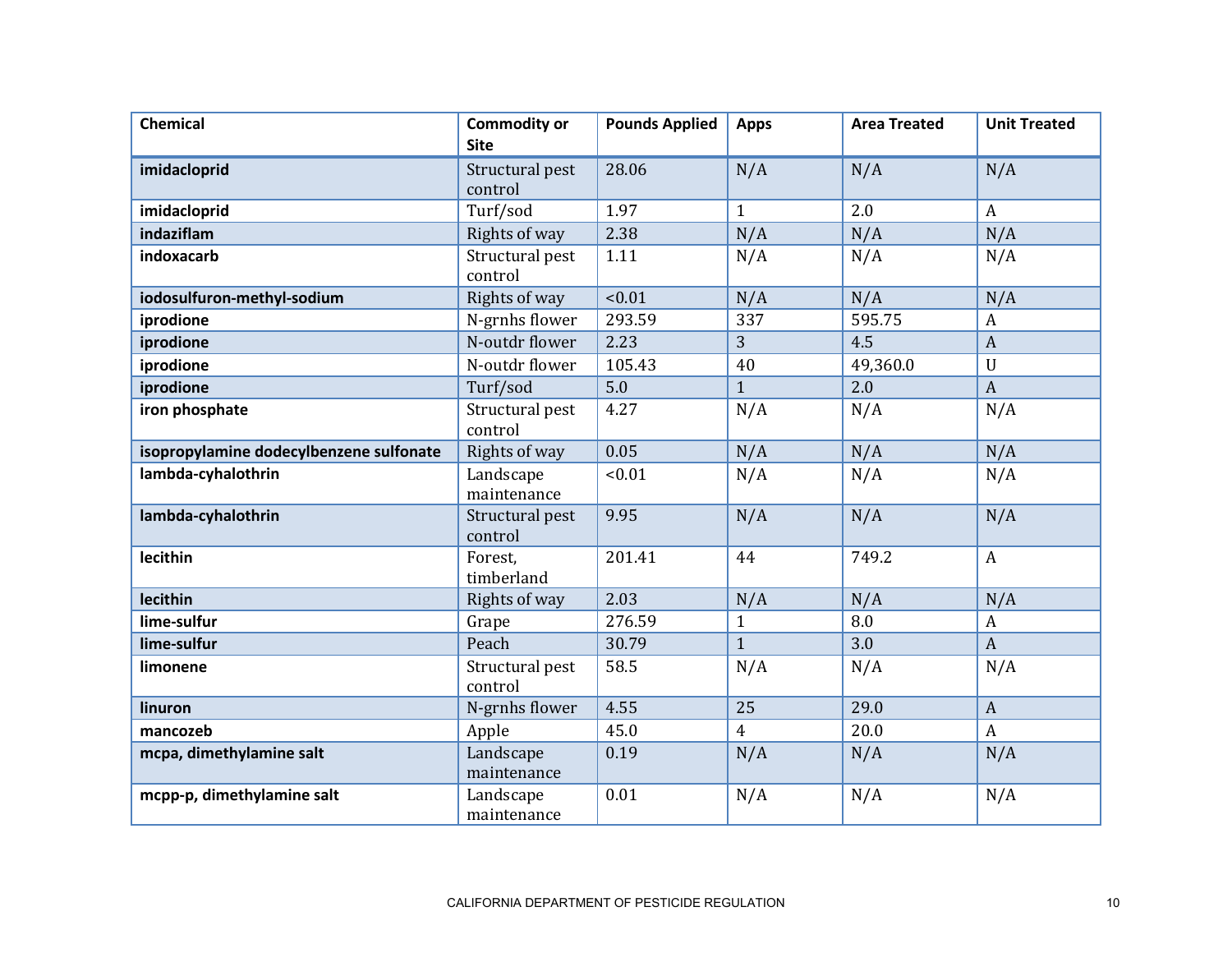| Chemical | Commodity or Site | Pounds Applied | Apps | Area Treated | Unit Treated |
| --- | --- | --- | --- | --- | --- |
| **imidacloprid** | Structural pest control | 28.06 | N/A | N/A | N/A |
| **imidacloprid** | Turf/sod | 1.97 | 1 | 2.0 | A |
| **indaziflam** | Rights of way | 2.38 | N/A | N/A | N/A |
| **indoxacarb** | Structural pest control | 1.11 | N/A | N/A | N/A |
| **iodosulfuron-methyl-sodium** | Rights of way | <0.01 | N/A | N/A | N/A |
| **iprodione** | N-grnhs flower | 293.59 | 337 | 595.75 | A |
| **iprodione** | N-outdr flower | 2.23 | 3 | 4.5 | A |
| **iprodione** | N-outdr flower | 105.43 | 40 | 49,360.0 | U |
| **iprodione** | Turf/sod | 5.0 | 1 | 2.0 | A |
| **iron phosphate** | Structural pest control | 4.27 | N/A | N/A | N/A |
| **isopropylamine dodecylbenzene sulfonate** | Rights of way | 0.05 | N/A | N/A | N/A |
| **lambda-cyhalothrin** | Landscape maintenance | <0.01 | N/A | N/A | N/A |
| **lambda-cyhalothrin** | Structural pest control | 9.95 | N/A | N/A | N/A |
| **lecithin** | Forest, timberland | 201.41 | 44 | 749.2 | A |
| **lecithin** | Rights of way | 2.03 | N/A | N/A | N/A |
| **lime-sulfur** | Grape | 276.59 | 1 | 8.0 | A |
| **lime-sulfur** | Peach | 30.79 | 1 | 3.0 | A |
| **limonene** | Structural pest control | 58.5 | N/A | N/A | N/A |
| **linuron** | N-grnhs flower | 4.55 | 25 | 29.0 | A |
| **mancozeb** | Apple | 45.0 | 4 | 20.0 | A |
| **mcpa, dimethylamine salt** | Landscape maintenance | 0.19 | N/A | N/A | N/A |
| **mcpp-p, dimethylamine salt** | Landscape maintenance | 0.01 | N/A | N/A | N/A |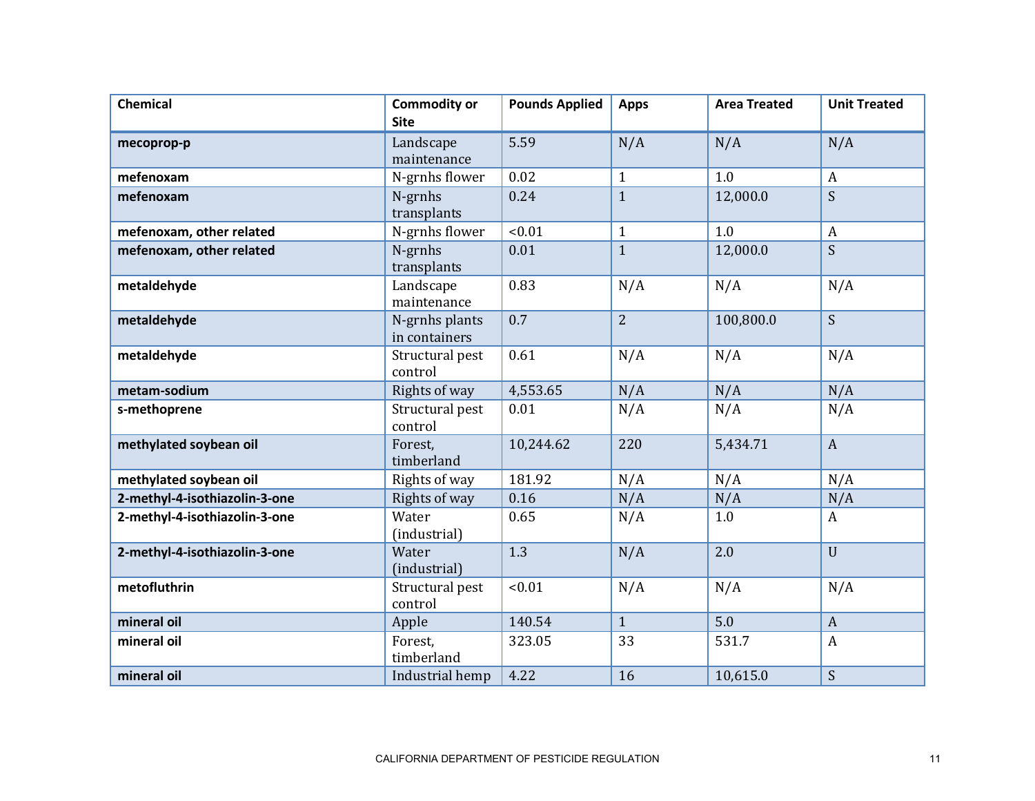| Chemical | Commodity or Site | Pounds Applied | Apps | Area Treated | Unit Treated |
|---|---|---|---|---|---|
| **mecoprop-p** | Landscape maintenance | 5.59 | N/A | N/A | N/A |
| **mefenoxam** | N-grnhs flower | 0.02 | 1 | 1.0 | A |
| **mefenoxam** | N-grnhs transplants | 0.24 | 1 | 12,000.0 | S |
| **mefenoxam, other related** | N-grnhs flower | <0.01 | 1 | 1.0 | A |
| **mefenoxam, other related** | N-grnhs transplants | 0.01 | 1 | 12,000.0 | S |
| **metaldehyde** | Landscape maintenance | 0.83 | N/A | N/A | N/A |
| **metaldehyde** | N-grnhs plants in containers | 0.7 | 2 | 100,800.0 | S |
| **metaldehyde** | Structural pest control | 0.61 | N/A | N/A | N/A |
| **metam-sodium** | Rights of way | 4,553.65 | N/A | N/A | N/A |
| **s-methoprene** | Structural pest control | 0.01 | N/A | N/A | N/A |
| **methylated soybean oil** | Forest, timberland | 10,244.62 | 220 | 5,434.71 | A |
| **methylated soybean oil** | Rights of way | 181.92 | N/A | N/A | N/A |
| **2-methyl-4-isothiazolin-3-one** | Rights of way | 0.16 | N/A | N/A | N/A |
| **2-methyl-4-isothiazolin-3-one** | Water (industrial) | 0.65 | N/A | 1.0 | A |
| **2-methyl-4-isothiazolin-3-one** | Water (industrial) | 1.3 | N/A | 2.0 | U |
| **metofluthrin** | Structural pest control | <0.01 | N/A | N/A | N/A |
| **mineral oil** | Apple | 140.54 | 1 | 5.0 | A |
| **mineral oil** | Forest, timberland | 323.05 | 33 | 531.7 | A |
| **mineral oil** | Industrial hemp | 4.22 | 16 | 10,615.0 | S |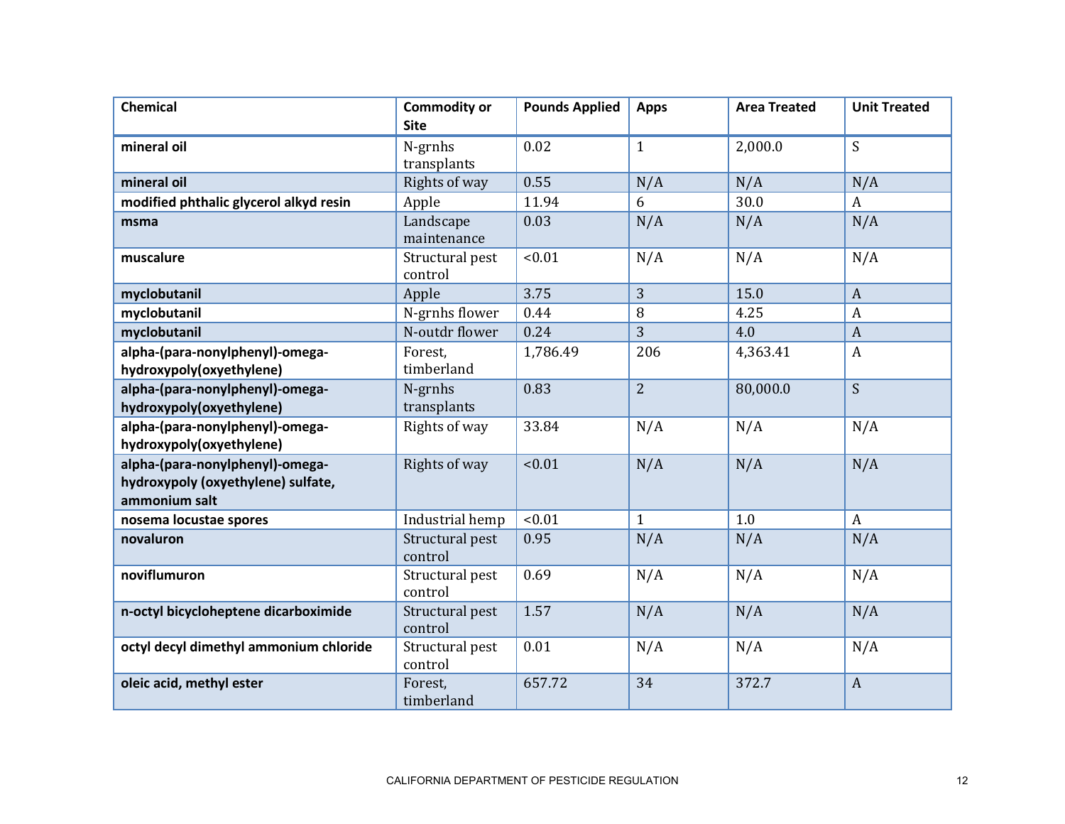| Chemical | Commodity or Site | Pounds Applied | Apps | Area Treated | Unit Treated |
|---|---|---|---|---|---|
| **mineral oil** | N-grnhs transplants | 0.02 | 1 | 2,000.0 | S |
| **mineral oil** | Rights of way | 0.55 | N/A | N/A | N/A |
| **modified phthalic glycerol alkyd resin** | Apple | 11.94 | 6 | 30.0 | A |
| **msma** | Landscape maintenance | 0.03 | N/A | N/A | N/A |
| **muscalure** | Structural pest control | <0.01 | N/A | N/A | N/A |
| **myclobutanil** | Apple | 3.75 | 3 | 15.0 | A |
| **myclobutanil** | N-grnhs flower | 0.44 | 8 | 4.25 | A |
| **myclobutanil** | N-outdr flower | 0.24 | 3 | 4.0 | A |
| **alpha-(para-nonylphenyl)-omega-hydroxypoly(oxyethylene)** | Forest, timberland | 1,786.49 | 206 | 4,363.41 | A |
| **alpha-(para-nonylphenyl)-omega-hydroxypoly(oxyethylene)** | N-grnhs transplants | 0.83 | 2 | 80,000.0 | S |
| **alpha-(para-nonylphenyl)-omega-hydroxypoly(oxyethylene)** | Rights of way | 33.84 | N/A | N/A | N/A |
| **alpha-(para-nonylphenyl)-omega-hydroxypoly (oxyethylene) sulfate, ammonium salt** | Rights of way | <0.01 | N/A | N/A | N/A |
| **nosema locustae spores** | Industrial hemp | <0.01 | 1 | 1.0 | A |
| **novaluron** | Structural pest control | 0.95 | N/A | N/A | N/A |
| **noviflumuron** | Structural pest control | 0.69 | N/A | N/A | N/A |
| **n-octyl bicycloheptene dicarboximide** | Structural pest control | 1.57 | N/A | N/A | N/A |
| **octyl decyl dimethyl ammonium chloride** | Structural pest control | 0.01 | N/A | N/A | N/A |
| **oleic acid, methyl ester** | Forest, timberland | 657.72 | 34 | 372.7 | A |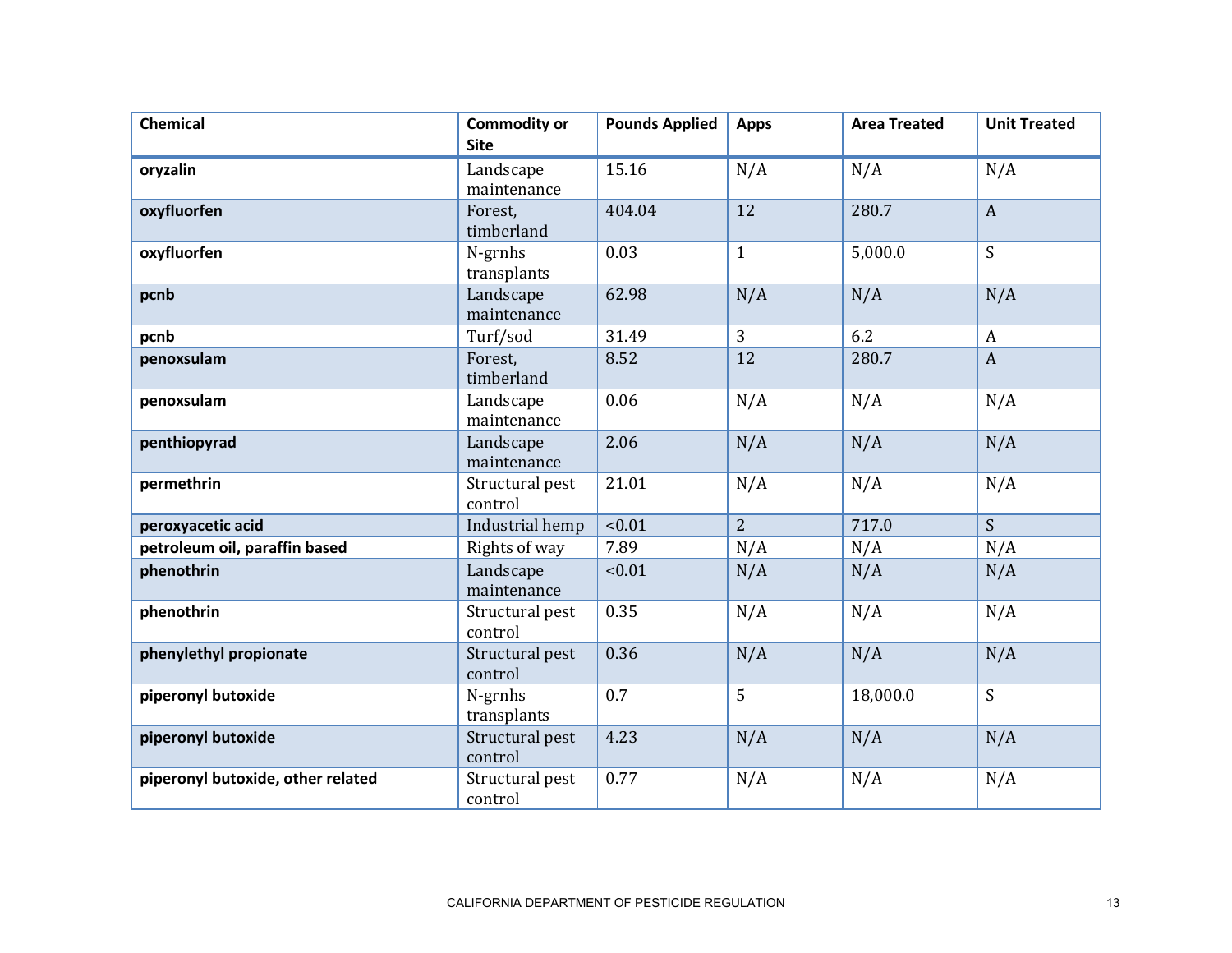| Chemical | Commodity or Site | Pounds Applied | Apps | Area Treated | Unit Treated |
|---|---|---|---|---|---|
| **oryzalin** | Landscape maintenance | 15.16 | N/A | N/A | N/A |
| **oxyfluorfen** | Forest, timberland | 404.04 | 12 | 280.7 | A |
| **oxyfluorfen** | N-grnhs transplants | 0.03 | 1 | 5,000.0 | S |
| **pcnb** | Landscape maintenance | 62.98 | N/A | N/A | N/A |
| **pcnb** | Turf/sod | 31.49 | 3 | 6.2 | A |
| **penoxsulam** | Forest, timberland | 8.52 | 12 | 280.7 | A |
| **penoxsulam** | Landscape maintenance | 0.06 | N/A | N/A | N/A |
| **penthiopyrad** | Landscape maintenance | 2.06 | N/A | N/A | N/A |
| **permethrin** | Structural pest control | 21.01 | N/A | N/A | N/A |
| **peroxyacetic acid** | Industrial hemp | <0.01 | 2 | 717.0 | S |
| **petroleum oil, paraffin based** | Rights of way | 7.89 | N/A | N/A | N/A |
| **phenothrin** | Landscape maintenance | <0.01 | N/A | N/A | N/A |
| **phenothrin** | Structural pest control | 0.35 | N/A | N/A | N/A |
| **phenylethyl propionate** | Structural pest control | 0.36 | N/A | N/A | N/A |
| **piperonyl butoxide** | N-grnhs transplants | 0.7 | 5 | 18,000.0 | S |
| **piperonyl butoxide** | Structural pest control | 4.23 | N/A | N/A | N/A |
| **piperonyl butoxide, other related** | Structural pest control | 0.77 | N/A | N/A | N/A |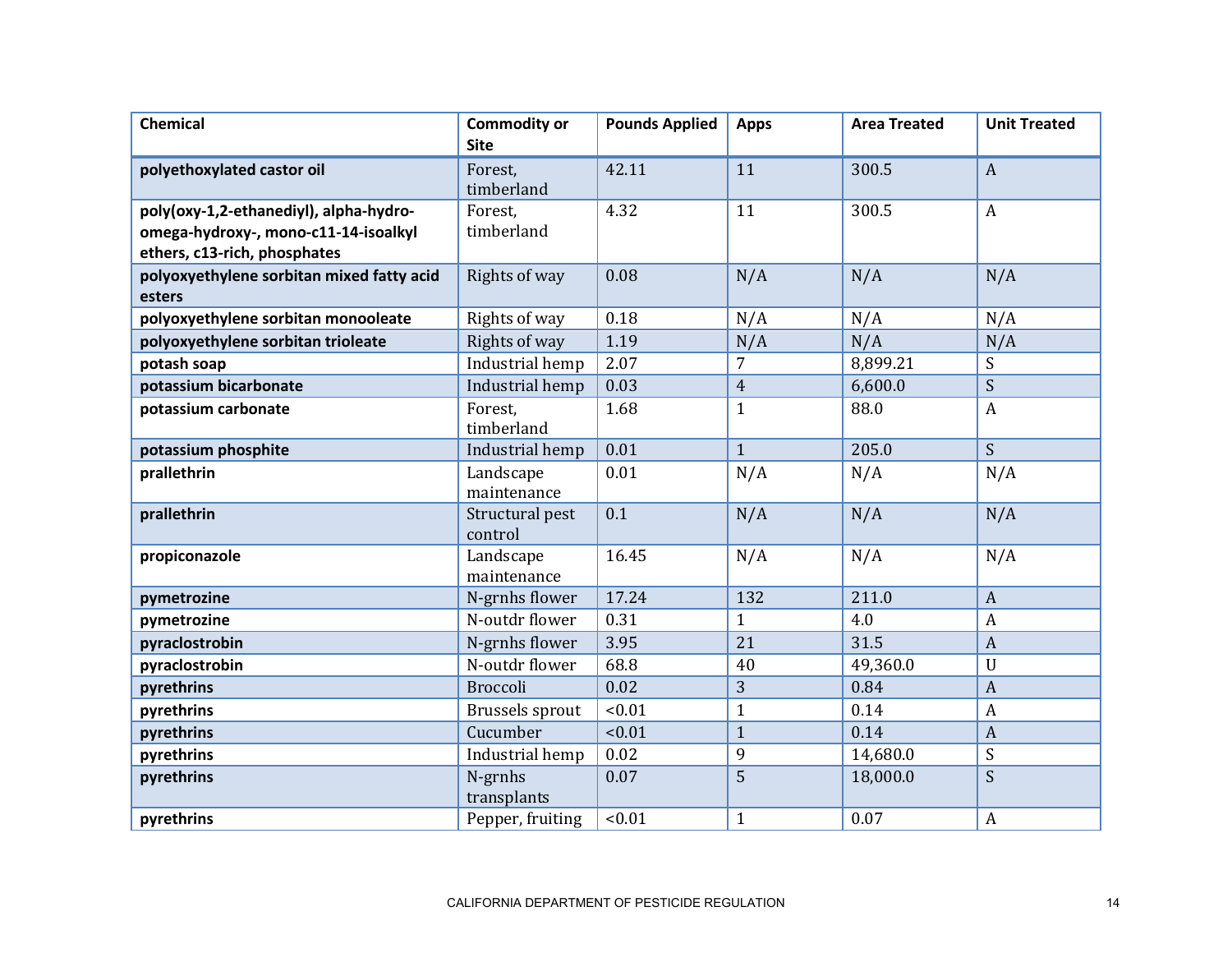| Chemical | Commodity or Site | Pounds Applied | Apps | Area Treated | Unit Treated |
|---|---|---|---|---|---|
| **polyethoxylated castor oil** | Forest, timberland | 42.11 | 11 | 300.5 | A |
| **poly(oxy-1,2-ethanediyl), alpha-hydro-omega-hydroxy-, mono-c11-14-isoalkyl ethers, c13-rich, phosphates** | Forest, timberland | 4.32 | 11 | 300.5 | A |
| **polyoxyethylene sorbitan mixed fatty acid esters** | Rights of way | 0.08 | N/A | N/A | N/A |
| **polyoxyethylene sorbitan monooleate** | Rights of way | 0.18 | N/A | N/A | N/A |
| **polyoxyethylene sorbitan trioleate** | Rights of way | 1.19 | N/A | N/A | N/A |
| **potash soap** | Industrial hemp | 2.07 | 7 | 8,899.21 | S |
| **potassium bicarbonate** | Industrial hemp | 0.03 | 4 | 6,600.0 | S |
| **potassium carbonate** | Forest, timberland | 1.68 | 1 | 88.0 | A |
| **potassium phosphite** | Industrial hemp | 0.01 | 1 | 205.0 | S |
| **prallethrin** | Landscape maintenance | 0.01 | N/A | N/A | N/A |
| **prallethrin** | Structural pest control | 0.1 | N/A | N/A | N/A |
| **propiconazole** | Landscape maintenance | 16.45 | N/A | N/A | N/A |
| **pymetrozine** | N-grnhs flower | 17.24 | 132 | 211.0 | A |
| **pymetrozine** | N-outdr flower | 0.31 | 1 | 4.0 | A |
| **pyraclostrobin** | N-grnhs flower | 3.95 | 21 | 31.5 | A |
| **pyraclostrobin** | N-outdr flower | 68.8 | 40 | 49,360.0 | U |
| **pyrethrins** | Broccoli | 0.02 | 3 | 0.84 | A |
| **pyrethrins** | Brussels sprout | <0.01 | 1 | 0.14 | A |
| **pyrethrins** | Cucumber | <0.01 | 1 | 0.14 | A |
| **pyrethrins** | Industrial hemp | 0.02 | 9 | 14,680.0 | S |
| **pyrethrins** | N-grnhs transplants | 0.07 | 5 | 18,000.0 | S |
| **pyrethrins** | Pepper, fruiting | <0.01 | 1 | 0.07 | A |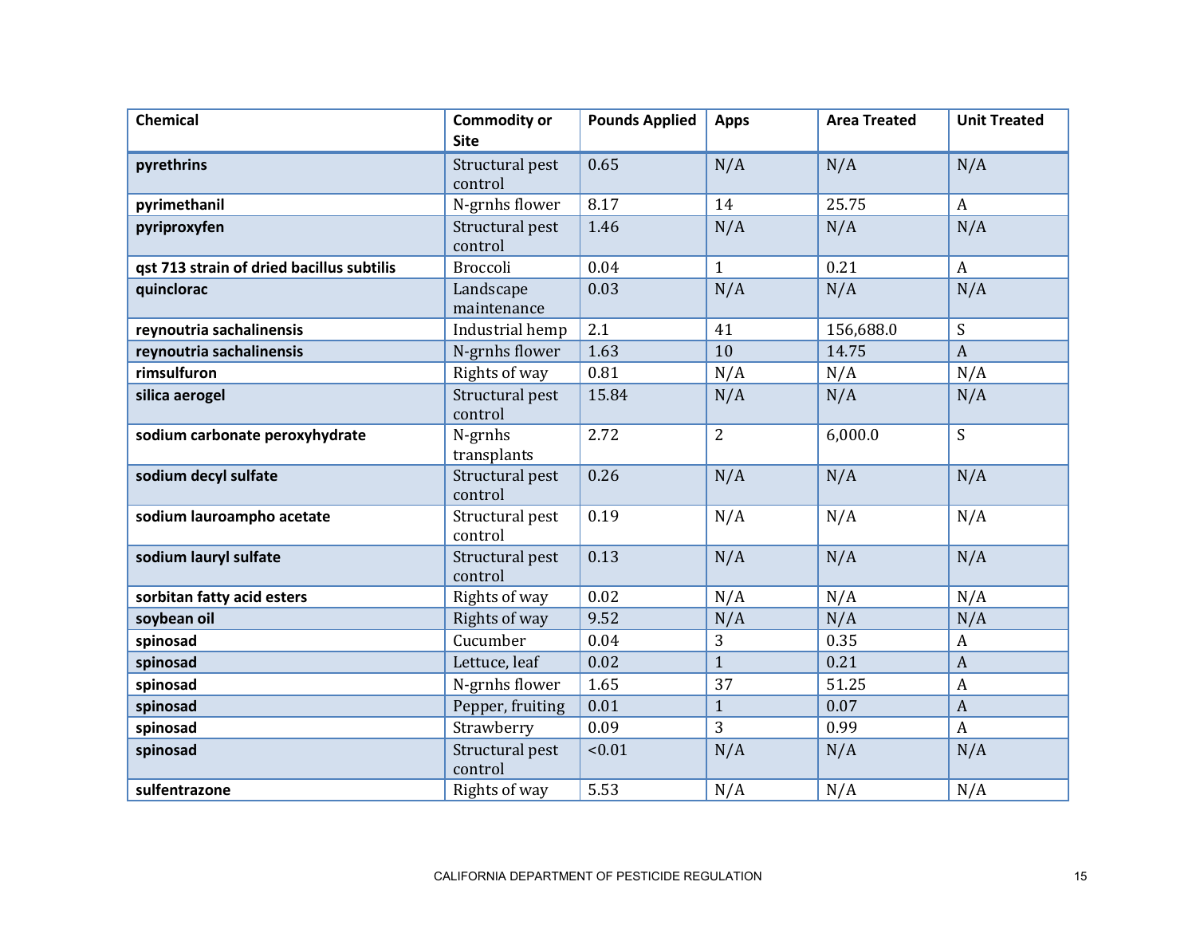| Chemical | Commodity or Site | Pounds Applied | Apps | Area Treated | Unit Treated |
|---|---|---|---|---|---|
| **pyrethrins** | Structural pest control | 0.65 | N/A | N/A | N/A |
| **pyrimethanil** | N-grnhs flower | 8.17 | 14 | 25.75 | A |
| **pyriproxyfen** | Structural pest control | 1.46 | N/A | N/A | N/A |
| **qst 713 strain of dried bacillus subtilis** | Broccoli | 0.04 | 1 | 0.21 | A |
| **quinclorac** | Landscape maintenance | 0.03 | N/A | N/A | N/A |
| **reynoutria sachalinensis** | Industrial hemp | 2.1 | 41 | 156,688.0 | S |
| **reynoutria sachalinensis** | N-grnhs flower | 1.63 | 10 | 14.75 | A |
| **rimsulfuron** | Rights of way | 0.81 | N/A | N/A | N/A |
| **silica aerogel** | Structural pest control | 15.84 | N/A | N/A | N/A |
| **sodium carbonate peroxyhydrate** | N-grnhs transplants | 2.72 | 2 | 6,000.0 | S |
| **sodium decyl sulfate** | Structural pest control | 0.26 | N/A | N/A | N/A |
| **sodium lauroampho acetate** | Structural pest control | 0.19 | N/A | N/A | N/A |
| **sodium lauryl sulfate** | Structural pest control | 0.13 | N/A | N/A | N/A |
| **sorbitan fatty acid esters** | Rights of way | 0.02 | N/A | N/A | N/A |
| **soybean oil** | Rights of way | 9.52 | N/A | N/A | N/A |
| **spinosad** | Cucumber | 0.04 | 3 | 0.35 | A |
| **spinosad** | Lettuce, leaf | 0.02 | 1 | 0.21 | A |
| **spinosad** | N-grnhs flower | 1.65 | 37 | 51.25 | A |
| **spinosad** | Pepper, fruiting | 0.01 | 1 | 0.07 | A |
| **spinosad** | Strawberry | 0.09 | 3 | 0.99 | A |
| **spinosad** | Structural pest control | <0.01 | N/A | N/A | N/A |
| **sulfentrazone** | Rights of way | 5.53 | N/A | N/A | N/A |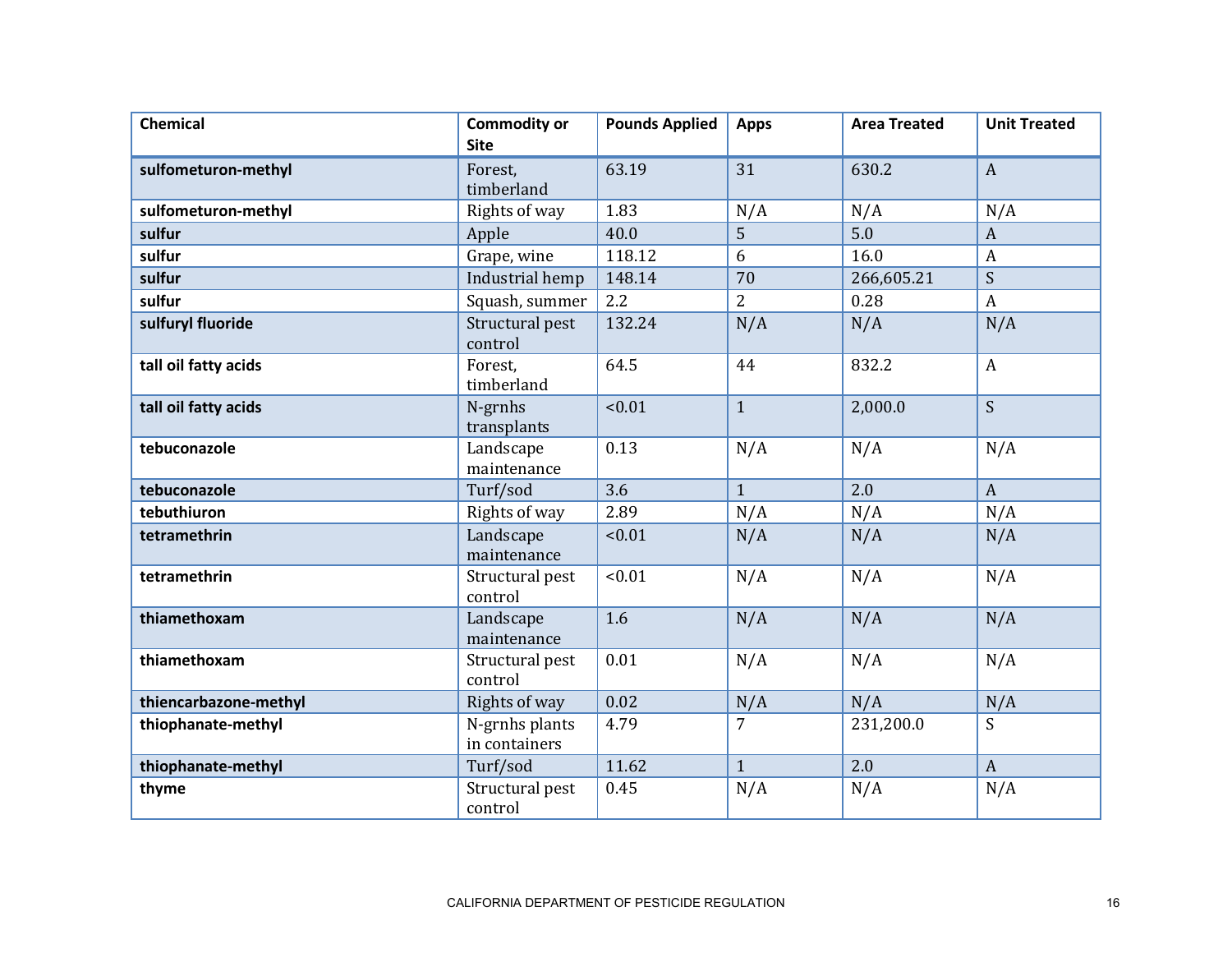| Chemical | Commodity or Site | Pounds Applied | Apps | Area Treated | Unit Treated |
|---|---|---|---|---|---|
| **sulfometuron-methyl** | Forest, timberland | 63.19 | 31 | 630.2 | A |
| **sulfometuron-methyl** | Rights of way | 1.83 | N/A | N/A | N/A |
| **sulfur** | Apple | 40.0 | 5 | 5.0 | A |
| **sulfur** | Grape, wine | 118.12 | 6 | 16.0 | A |
| **sulfur** | Industrial hemp | 148.14 | 70 | 266,605.21 | S |
| **sulfur** | Squash, summer | 2.2 | 2 | 0.28 | A |
| **sulfuryl fluoride** | Structural pest control | 132.24 | N/A | N/A | N/A |
| **tall oil fatty acids** | Forest, timberland | 64.5 | 44 | 832.2 | A |
| **tall oil fatty acids** | N-grnhs transplants | <0.01 | 1 | 2,000.0 | S |
| **tebuconazole** | Landscape maintenance | 0.13 | N/A | N/A | N/A |
| **tebuconazole** | Turf/sod | 3.6 | 1 | 2.0 | A |
| **tebuthiuron** | Rights of way | 2.89 | N/A | N/A | N/A |
| **tetramethrin** | Landscape maintenance | <0.01 | N/A | N/A | N/A |
| **tetramethrin** | Structural pest control | <0.01 | N/A | N/A | N/A |
| **thiamethoxam** | Landscape maintenance | 1.6 | N/A | N/A | N/A |
| **thiamethoxam** | Structural pest control | 0.01 | N/A | N/A | N/A |
| **thiencarbazone-methyl** | Rights of way | 0.02 | N/A | N/A | N/A |
| **thiophanate-methyl** | N-grnhs plants in containers | 4.79 | 7 | 231,200.0 | S |
| **thiophanate-methyl** | Turf/sod | 11.62 | 1 | 2.0 | A |
| **thyme** | Structural pest control | 0.45 | N/A | N/A | N/A |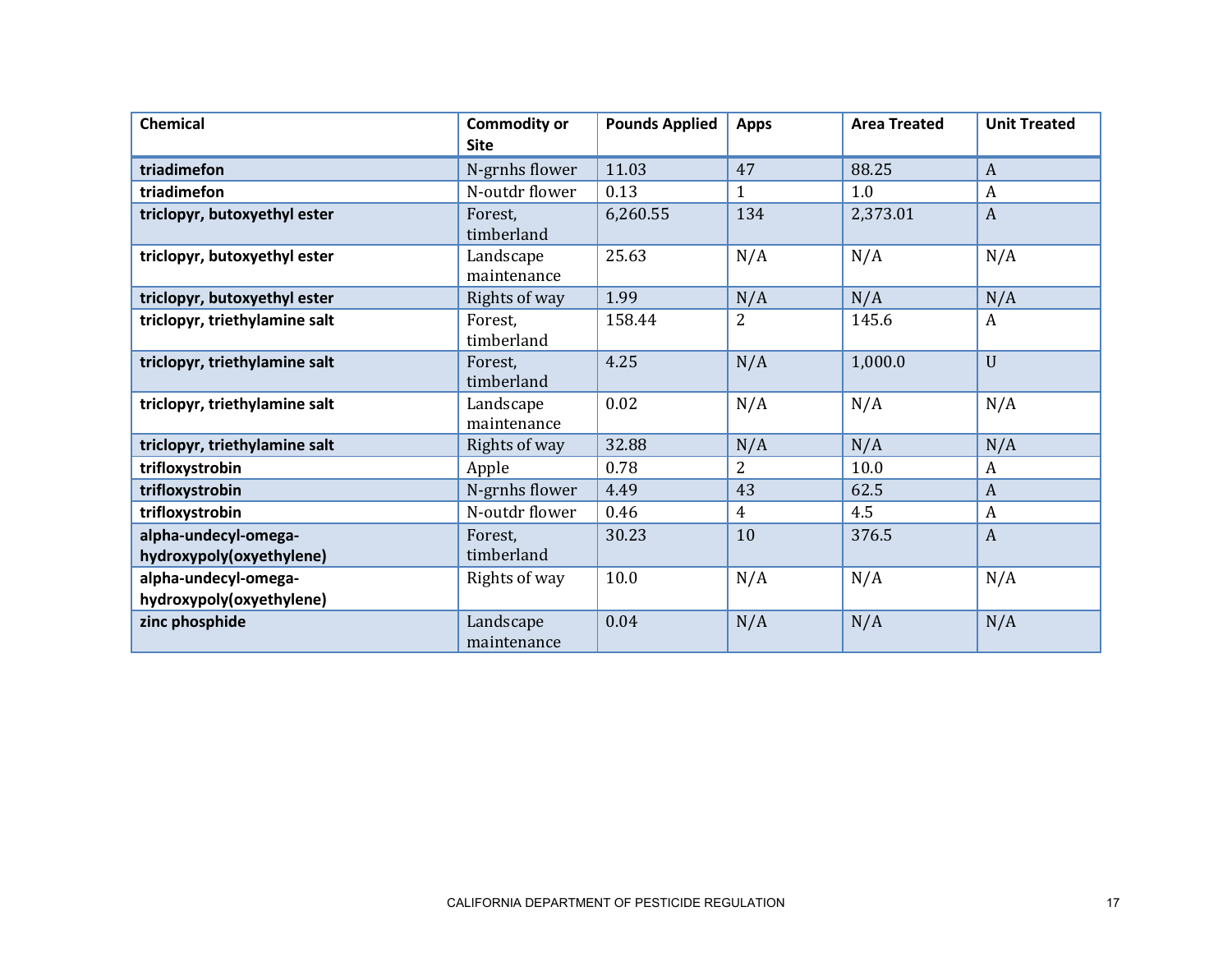| Chemical | Commodity or Site | Pounds Applied | Apps | Area Treated | Unit Treated |
|---|---|---|---|---|---|
| **triadimefon** | N-grnhs flower | 11.03 | 47 | 88.25 | A |
| **triadimefon** | N-outdr flower | 0.13 | 1 | 1.0 | A |
| **triclopyr, butoxyethyl ester** | Forest, timberland | 6,260.55 | 134 | 2,373.01 | A |
| **triclopyr, butoxyethyl ester** | Landscape maintenance | 25.63 | N/A | N/A | N/A |
| **triclopyr, butoxyethyl ester** | Rights of way | 1.99 | N/A | N/A | N/A |
| **triclopyr, triethylamine salt** | Forest, timberland | 158.44 | 2 | 145.6 | A |
| **triclopyr, triethylamine salt** | Forest, timberland | 4.25 | N/A | 1,000.0 | U |
| **triclopyr, triethylamine salt** | Landscape maintenance | 0.02 | N/A | N/A | N/A |
| **triclopyr, triethylamine salt** | Rights of way | 32.88 | N/A | N/A | N/A |
| **trifloxystrobin** | Apple | 0.78 | 2 | 10.0 | A |
| **trifloxystrobin** | N-grnhs flower | 4.49 | 43 | 62.5 | A |
| **trifloxystrobin** | N-outdr flower | 0.46 | 4 | 4.5 | A |
| **alpha-undecyl-omega-hydroxypoly(oxyethylene)** | Forest, timberland | 30.23 | 10 | 376.5 | A |
| **alpha-undecyl-omega-hydroxypoly(oxyethylene)** | Rights of way | 10.0 | N/A | N/A | N/A |
| **zinc phosphide** | Landscape maintenance | 0.04 | N/A | N/A | N/A |